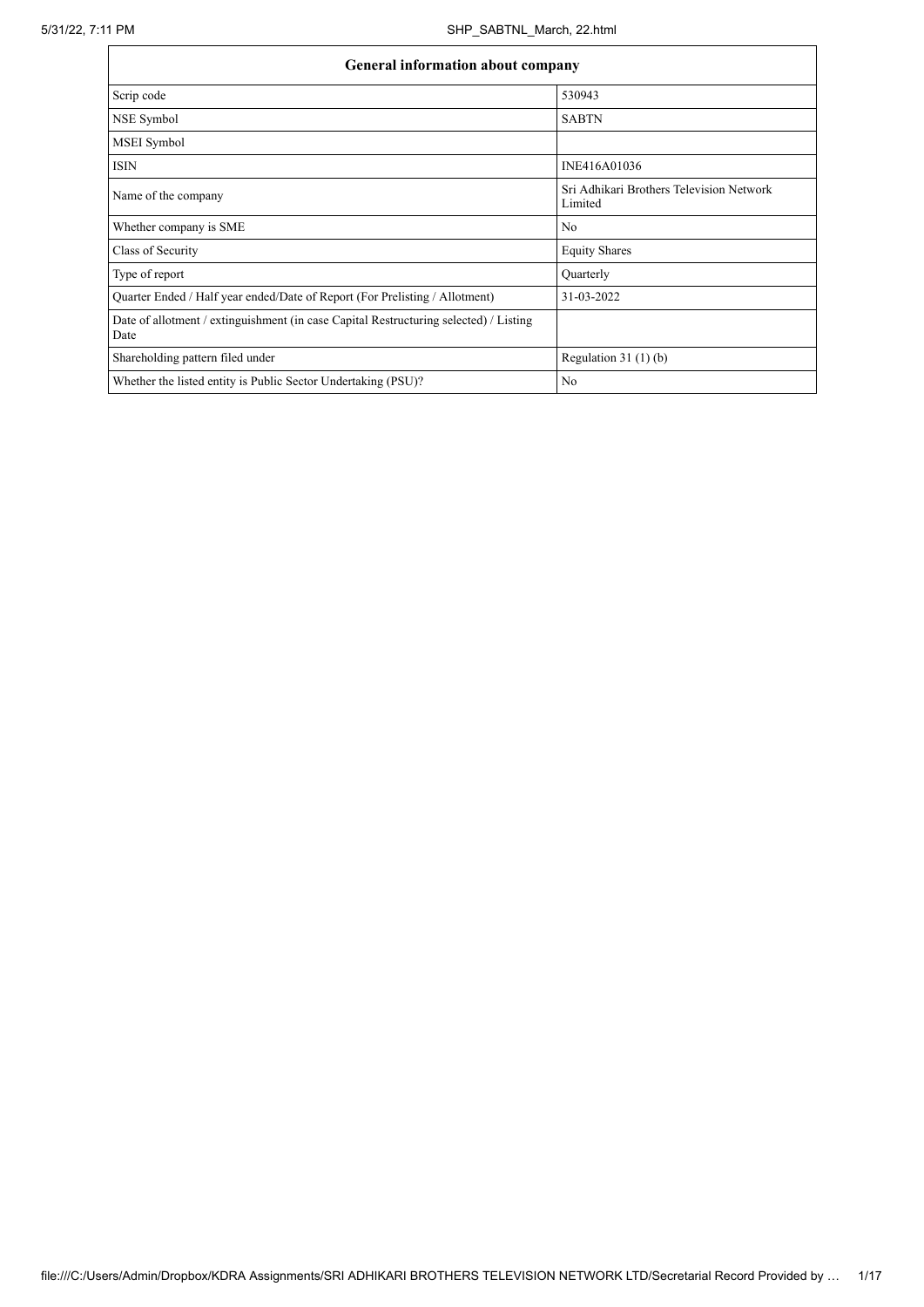| General information about company | |
|---|---|
| Scrip code | 530943 |
| NSE Symbol | SABTN |
| MSEI Symbol | |
| ISIN | INE416A01036 |
| Name of the company | Sri Adhikari Brothers Television Network Limited |
| Whether company is SME | No |
| Class of Security | Equity Shares |
| Type of report | Quarterly |
| Quarter Ended / Half year ended/Date of Report (For Prelisting / Allotment) | 31-03-2022 |
| Date of allotment / extinguishment (in case Capital Restructuring selected) / Listing Date | |
| Shareholding pattern filed under | Regulation 31 (1) (b) |
| Whether the listed entity is Public Sector Undertaking (PSU)? | No |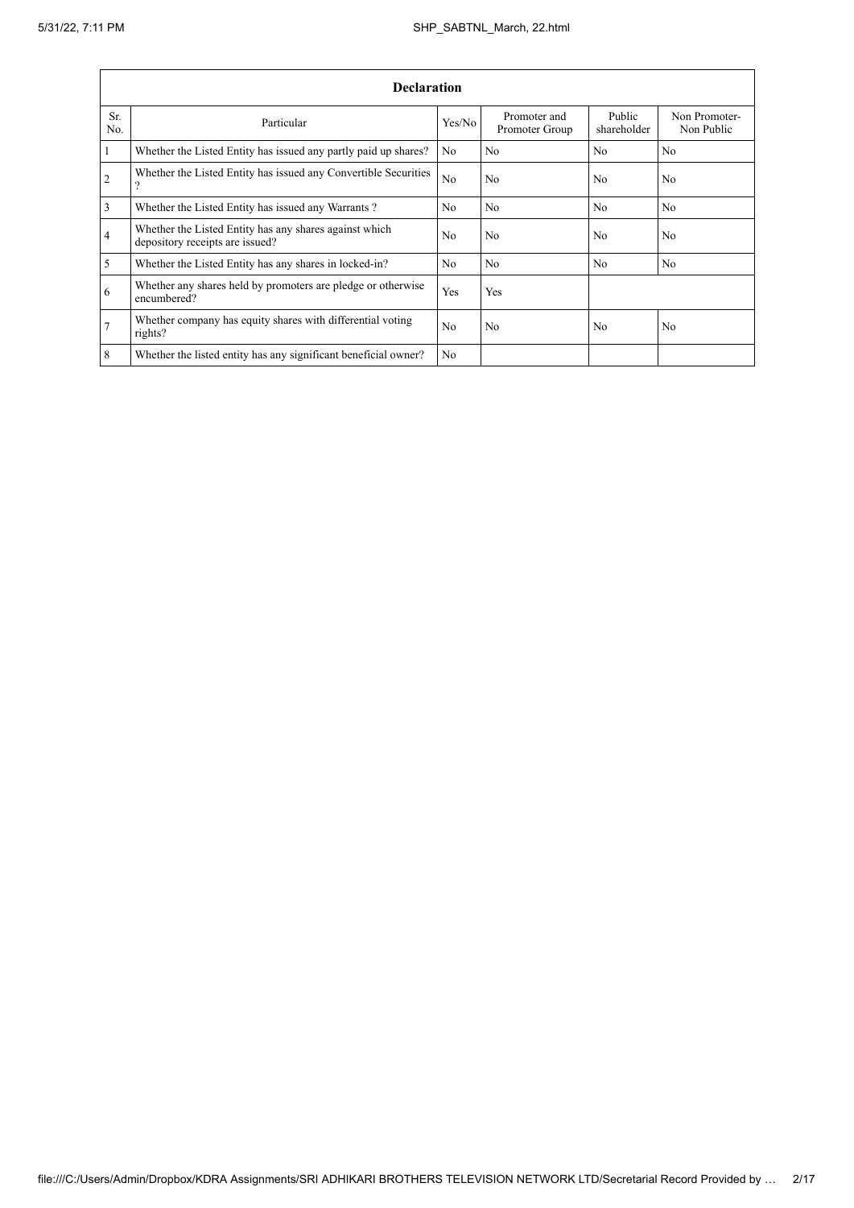| Declaration | | | | | |
|---|---|---|---|---|---|
| Sr. No. | Particular | Yes/No | Promoter and Promoter Group | Public shareholder | Non Promoter- Non Public |
| 1 | Whether the Listed Entity has issued any partly paid up shares? | No | No | No | No |
| 2 | Whether the Listed Entity has issued any Convertible Securities ? | No | No | No | No |
| 3 | Whether the Listed Entity has issued any Warrants ? | No | No | No | No |
| 4 | Whether the Listed Entity has any shares against which depository receipts are issued? | No | No | No | No |
| 5 | Whether the Listed Entity has any shares in locked-in? | No | No | No | No |
| 6 | Whether any shares held by promoters are pledge or otherwise encumbered? | Yes | Yes | | |
| 7 | Whether company has equity shares with differential voting rights? | No | No | No | No |
| 8 | Whether the listed entity has any significant beneficial owner? | No | | | |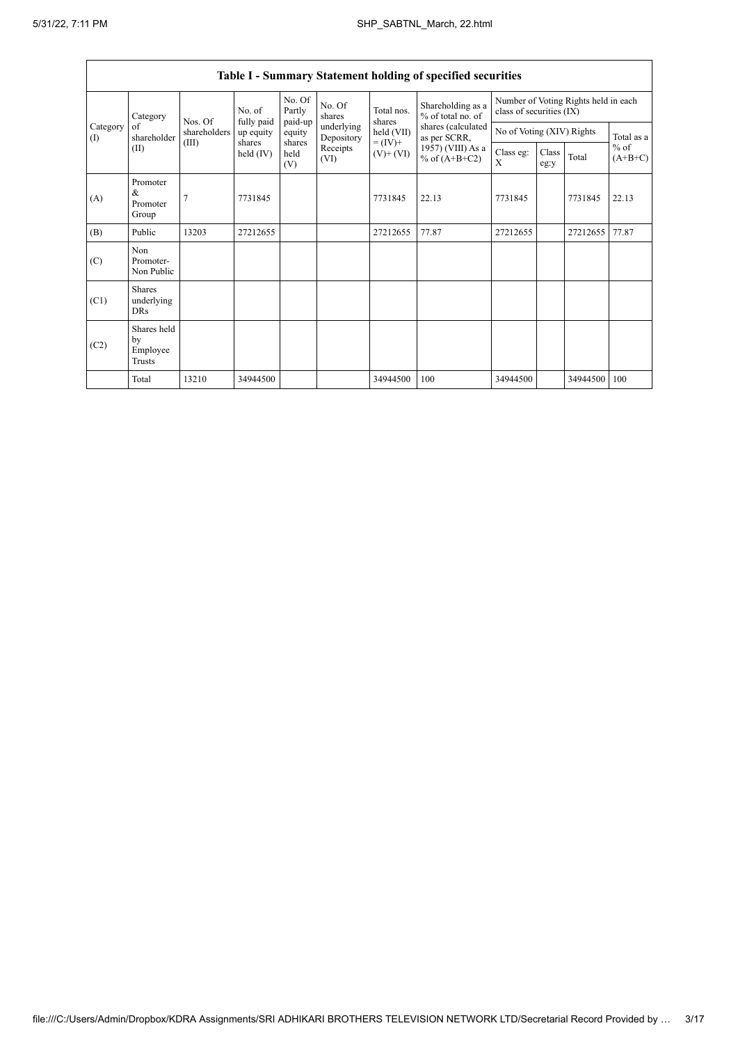## Table I - Summary Statement holding of specified securities

| Category (I) | Category of shareholder (II) | Nos. Of shareholders (III) | No. of fully paid up equity shares held (IV) | No. Of Partly paid-up equity shares held (V) | No. Of shares underlying Depository Receipts (VI) | Total nos. shares held (VII) = (IV)+ (V)+ (VI) | Shareholding as a % of total no. of shares (calculated as per SCRR, 1957) (VIII) As a % of (A+B+C2) | Number of Voting Rights held in each class of securities (IX) | | | |
|---|---|---|---|---|---|---|---|---|---|---|---|
| | | | | | | | | No of Voting (XIV) Rights | | | Total as a % of (A+B+C) |
| | | | | | | | | Class eg: X | Class eg:y | Total | |
| (A) | Promoter & Promoter Group | 7 | 7731845 | | | 7731845 | 22.13 | 7731845 | | 7731845 | 22.13 |
| (B) | Public | 13203 | 27212655 | | | 27212655 | 77.87 | 27212655 | | 27212655 | 77.87 |
| (C) | Non Promoter- Non Public | | | | | | | | | | |
| (C1) | Shares underlying DRs | | | | | | | | | | |
| (C2) | Shares held by Employee Trusts | | | | | | | | | | |
| | Total | 13210 | 34944500 | | | 34944500 | 100 | 34944500 | | 34944500 | 100 |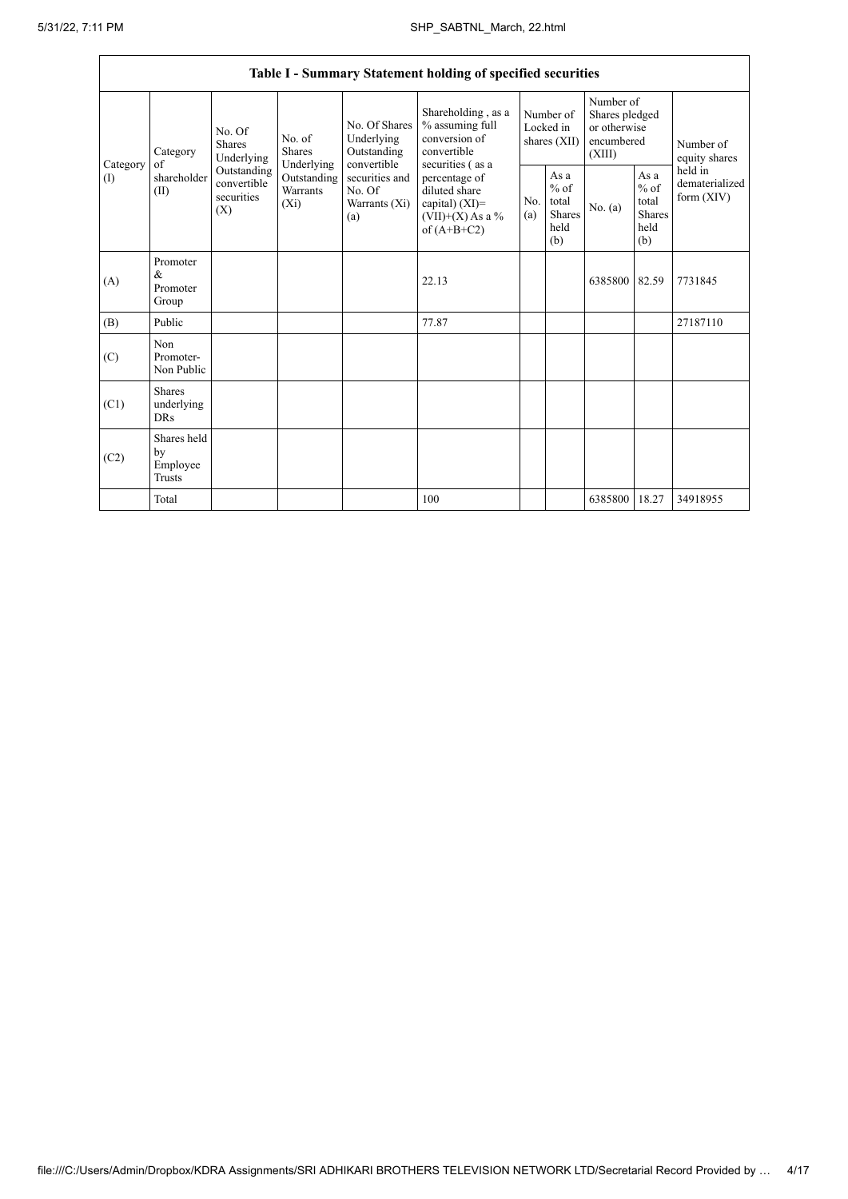| Table I - Summary Statement holding of specified securities | | | | | | | | | | | |
|---|---|---|---|---|---|---|---|---|---|---|---|
| Category (I) | Category of shareholder (II) | No. Of Shares Underlying Outstanding convertible securities (X) | No. of Shares Underlying Outstanding Warrants (Xi) | No. Of Shares Underlying Outstanding convertible securities and No. Of Warrants (Xi) (a) | Shareholding , as a % assuming full conversion of convertible securities ( as a percentage of diluted share capital) (XI)= (VII)+(X) As a % of (A+B+C2) | Number of Locked in shares (XII) | | Number of Shares pledged or otherwise encumbered (XIII) | | Number of equity shares held in dematerialized form (XIV) |
| | | | | | | No. (a) | As a % of total Shares held (b) | No. (a) | As a % of total Shares held (b) | |
| (A) | Promoter & Promoter Group | | | | 22.13 | | | 6385800 | 82.59 | 7731845 |
| (B) | Public | | | | 77.87 | | | | | 27187110 |
| (C) | Non Promoter- Non Public | | | | | | | | | |
| (C1) | Shares underlying DRs | | | | | | | | | |
| (C2) | Shares held by Employee Trusts | | | | | | | | | |
| | Total | | | | 100 | | | 6385800 | 18.27 | 34918955 |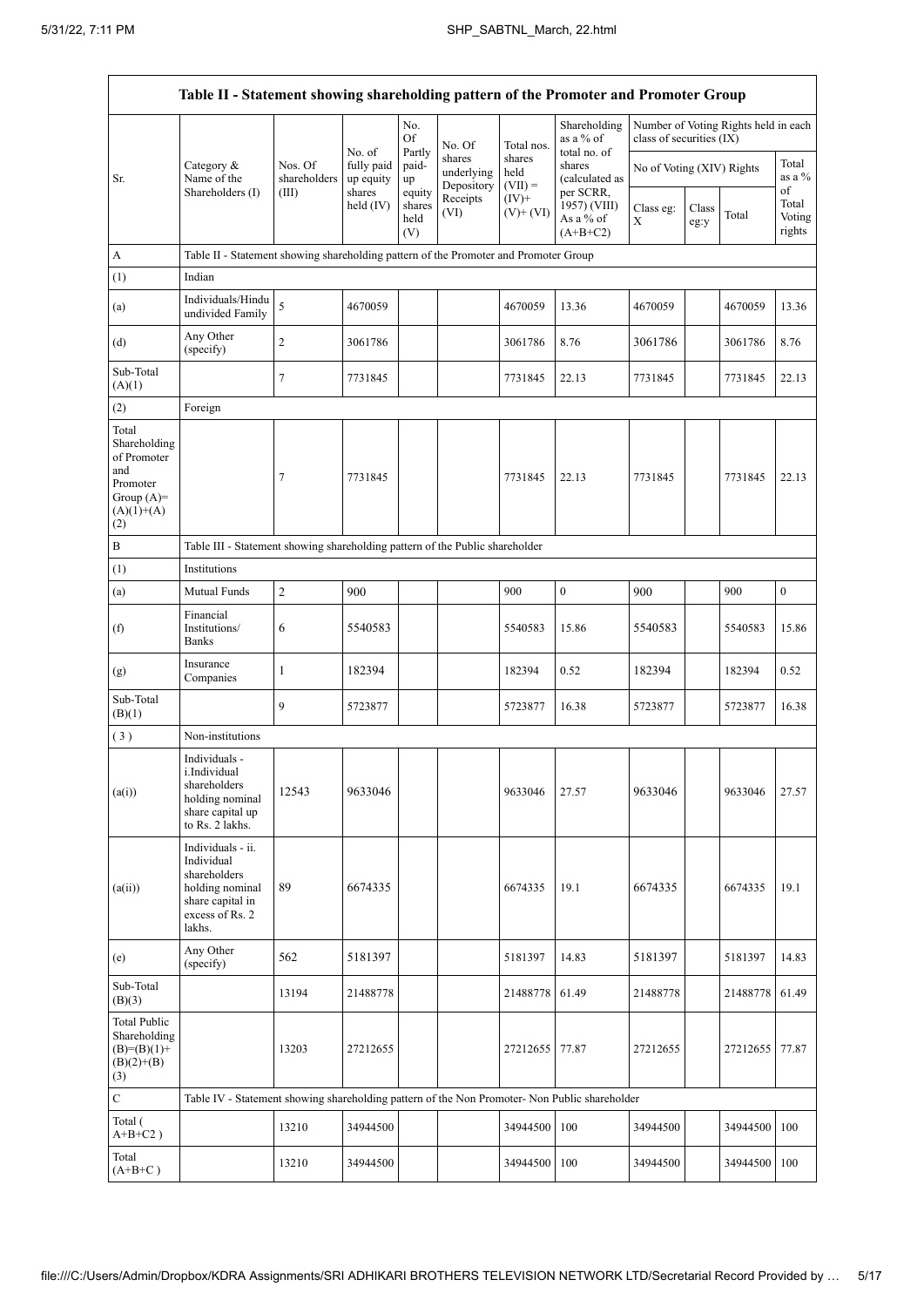| Table II - Statement showing shareholding pattern of the Promoter and Promoter Group | | | | | | | | | | | |
|---|---|---|---|---|---|---|---|---|---|---|---|
| Sr. | Category & Name of the Shareholders (I) | Nos. Of shareholders (III) | No. of fully paid up equity shares held (IV) | No. Of Partly paid-up equity shares held (V) | No. Of shares underlying Depository Receipts (VI) | Total nos. shares held (VII) = (IV)+(V)+ (VI) | Shareholding as a % of total no. of shares (calculated as per SCRR, 1957) (VIII) As a % of (A+B+C2) | Number of Voting Rights held in each class of securities (IX) | | | |
| | | | | | | | | No of Voting (XIV) Rights | | | Total as a % of Total Voting rights |
| | | | | | | | | Class eg: X | Class eg:y | Total | |
| A | Table II - Statement showing shareholding pattern of the Promoter and Promoter Group | | | | | | | | | | |
| (1) | Indian | | | | | | | | | | |
| (a) | Individuals/Hindu undivided Family | 5 | 4670059 | | | 4670059 | 13.36 | 4670059 | | 4670059 | 13.36 |
| (d) | Any Other (specify) | 2 | 3061786 | | | 3061786 | 8.76 | 3061786 | | 3061786 | 8.76 |
| Sub-Total (A)(1) | | 7 | 7731845 | | | 7731845 | 22.13 | 7731845 | | 7731845 | 22.13 |
| (2) | Foreign | | | | | | | | | | |
| Total Shareholding of Promoter and Promoter Group (A)=(A)(1)+(A)(2) | | 7 | 7731845 | | | 7731845 | 22.13 | 7731845 | | 7731845 | 22.13 |
| B | Table III - Statement showing shareholding pattern of the Public shareholder | | | | | | | | | | |
| (1) | Institutions | | | | | | | | | | |
| (a) | Mutual Funds | 2 | 900 | | | 900 | 0 | 900 | | 900 | 0 |
| (f) | Financial Institutions/ Banks | 6 | 5540583 | | | 5540583 | 15.86 | 5540583 | | 5540583 | 15.86 |
| (g) | Insurance Companies | 1 | 182394 | | | 182394 | 0.52 | 182394 | | 182394 | 0.52 |
| Sub-Total (B)(1) | | 9 | 5723877 | | | 5723877 | 16.38 | 5723877 | | 5723877 | 16.38 |
| (3) | Non-institutions | | | | | | | | | | |
| (a(i)) | Individuals - i.Individual shareholders holding nominal share capital up to Rs. 2 lakhs. | 12543 | 9633046 | | | 9633046 | 27.57 | 9633046 | | 9633046 | 27.57 |
| (a(ii)) | Individuals - ii. Individual shareholders holding nominal share capital in excess of Rs. 2 lakhs. | 89 | 6674335 | | | 6674335 | 19.1 | 6674335 | | 6674335 | 19.1 |
| (e) | Any Other (specify) | 562 | 5181397 | | | 5181397 | 14.83 | 5181397 | | 5181397 | 14.83 |
| Sub-Total (B)(3) | | 13194 | 21488778 | | | 21488778 | 61.49 | 21488778 | | 21488778 | 61.49 |
| Total Public Shareholding (B)=(B)(1)+(B)(2)+(B)(3) | | 13203 | 27212655 | | | 27212655 | 77.87 | 27212655 | | 27212655 | 77.87 |
| C | Table IV - Statement showing shareholding pattern of the Non Promoter- Non Public shareholder | | | | | | | | | | |
| Total ( A+B+C2 ) | | 13210 | 34944500 | | | 34944500 | 100 | 34944500 | | 34944500 | 100 |
| Total (A+B+C ) | | 13210 | 34944500 | | | 34944500 | 100 | 34944500 | | 34944500 | 100 |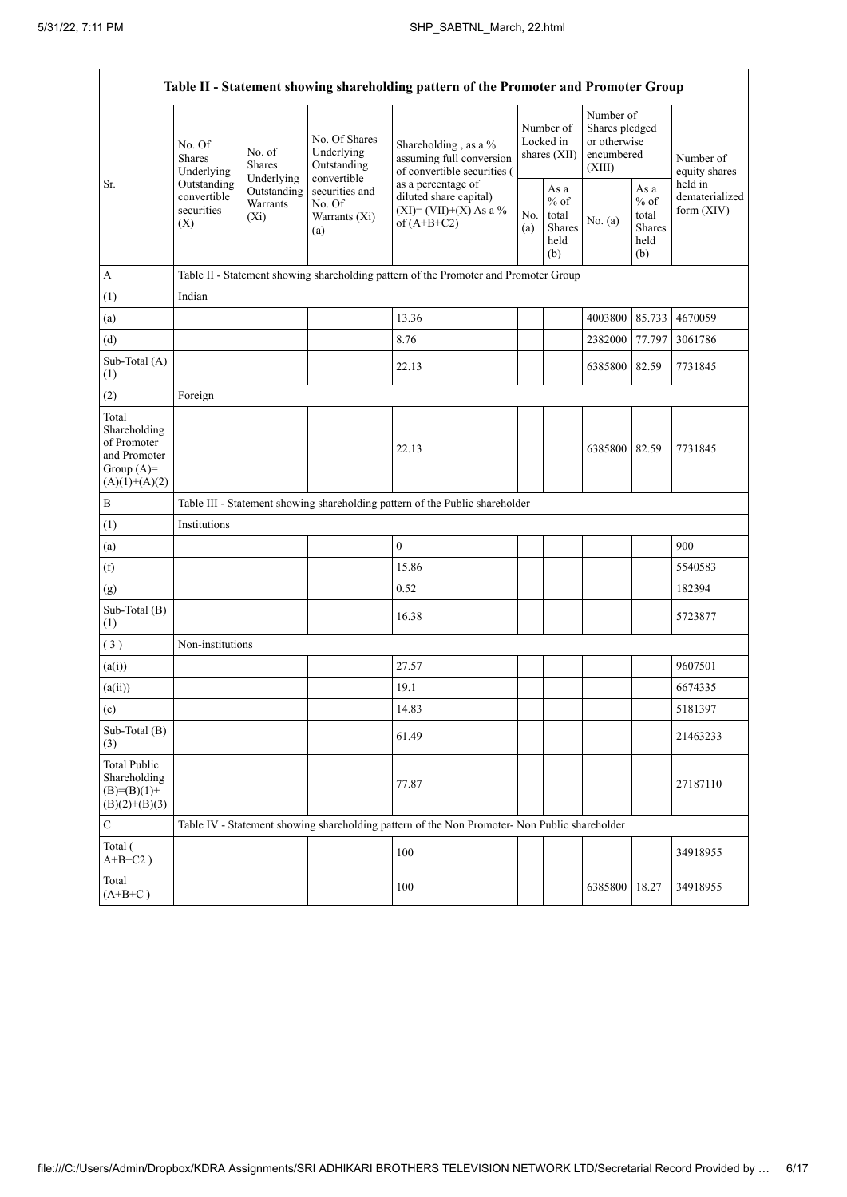| Table II - Statement showing shareholding pattern of the Promoter and Promoter Group | | | | | | | | | |
|---|---|---|---|---|---|---|---|---|---|
| Sr. | No. Of Shares Underlying Outstanding convertible securities (X) | No. of Shares Underlying Outstanding Warrants (Xi) | No. Of Shares Underlying Outstanding convertible securities and No. Of Warrants (Xi) (a) | Shareholding , as a % assuming full conversion of convertible securities ( as a percentage of diluted share capital) (XI)= (VII)+(X) As a % of (A+B+C2) | Number of Locked in shares (XII) | | Number of Shares pledged or otherwise encumbered (XIII) | | Number of equity shares held in dematerialized form (XIV) |
| | | | | | No. (a) | As a % of total Shares held (b) | No. (a) | As a % of total Shares held (b) | |
| A | Table II - Statement showing shareholding pattern of the Promoter and Promoter Group | | | | | | | | |
| (1) | Indian | | | | | | | | |
| (a) | | | | 13.36 | | | 4003800 | 85.733 | 4670059 |
| (d) | | | | 8.76 | | | 2382000 | 77.797 | 3061786 |
| Sub-Total (A) (1) | | | | 22.13 | | | 6385800 | 82.59 | 7731845 |
| (2) | Foreign | | | | | | | | |
| Total Shareholding of Promoter and Promoter Group (A)= (A)(1)+(A)(2) | | | | 22.13 | | | 6385800 | 82.59 | 7731845 |
| B | Table III - Statement showing shareholding pattern of the Public shareholder | | | | | | | | |
| (1) | Institutions | | | | | | | | |
| (a) | | | | 0 | | | | | 900 |
| (f) | | | | 15.86 | | | | | 5540583 |
| (g) | | | | 0.52 | | | | | 182394 |
| Sub-Total (B) (1) | | | | 16.38 | | | | | 5723877 |
| ( 3 ) | Non-institutions | | | | | | | | |
| (a(i)) | | | | 27.57 | | | | | 9607501 |
| (a(ii)) | | | | 19.1 | | | | | 6674335 |
| (e) | | | | 14.83 | | | | | 5181397 |
| Sub-Total (B) (3) | | | | 61.49 | | | | | 21463233 |
| Total Public Shareholding (B)=(B)(1)+ (B)(2)+(B)(3) | | | | 77.87 | | | | | 27187110 |
| C | Table IV - Statement showing shareholding pattern of the Non Promoter- Non Public shareholder | | | | | | | | |
| Total ( A+B+C2 ) | | | | 100 | | | | | 34918955 |
| Total (A+B+C ) | | | | 100 | | | 6385800 | 18.27 | 34918955 |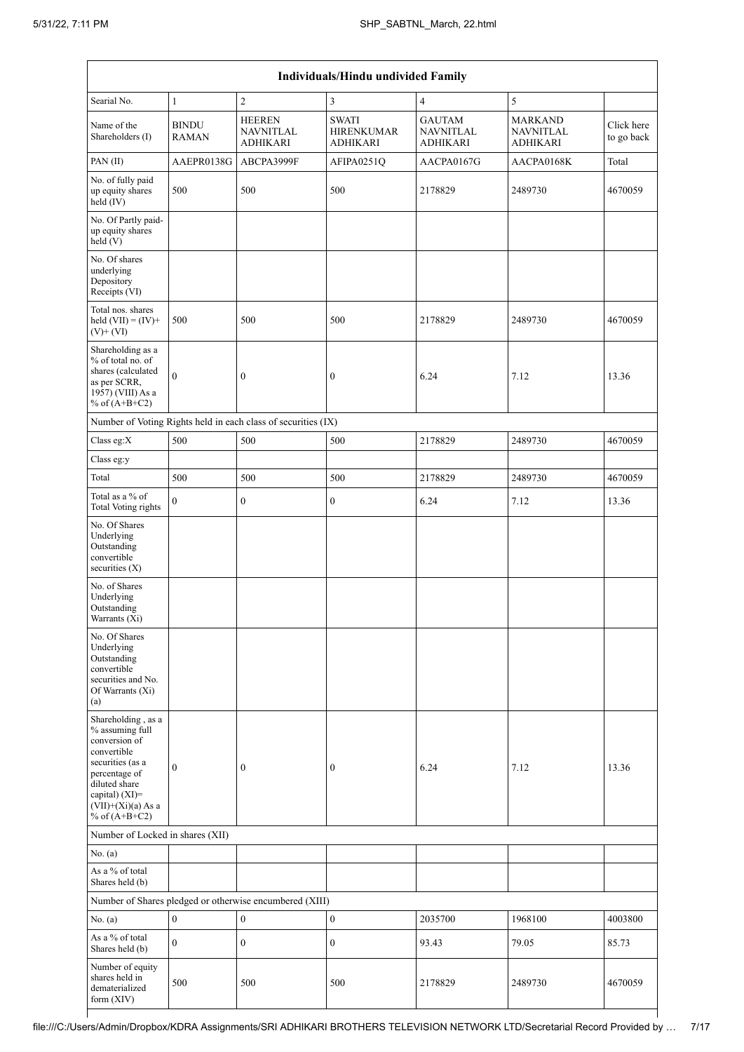| Individuals/Hindu undivided Family | | | | | | |
|---|---|---|---|---|---|---|
| Searial No. | 1 | 2 | 3 | 4 | 5 | |
| Name of the Shareholders (I) | BINDU RAMAN | HEEREN NAVNITLAL ADHIKARI | SWATI HIRENKUMAR ADHIKARI | GAUTAM NAVNITLAL ADHIKARI | MARKAND NAVNITLAL ADHIKARI | Click here to go back |
| PAN (II) | AAEPR0138G | ABCPA3999F | AFIPA0251Q | AACPA0167G | AACPA0168K | Total |
| No. of fully paid up equity shares held (IV) | 500 | 500 | 500 | 2178829 | 2489730 | 4670059 |
| No. Of Partly paid-up equity shares held (V) | | | | | | |
| No. Of shares underlying Depository Receipts (VI) | | | | | | |
| Total nos. shares held (VII) = (IV)+ (V)+ (VI) | 500 | 500 | 500 | 2178829 | 2489730 | 4670059 |
| Shareholding as a % of total no. of shares (calculated as per SCRR, 1957) (VIII) As a % of (A+B+C2) | 0 | 0 | 0 | 6.24 | 7.12 | 13.36 |
| Number of Voting Rights held in each class of securities (IX) | | | | | | |
| Class eg:X | 500 | 500 | 500 | 2178829 | 2489730 | 4670059 |
| Class eg:y | | | | | | |
| Total | 500 | 500 | 500 | 2178829 | 2489730 | 4670059 |
| Total as a % of Total Voting rights | 0 | 0 | 0 | 6.24 | 7.12 | 13.36 |
| No. Of Shares Underlying Outstanding convertible securities (X) | | | | | | |
| No. of Shares Underlying Outstanding Warrants (Xi) | | | | | | |
| No. Of Shares Underlying Outstanding convertible securities and No. Of Warrants (Xi) (a) | | | | | | |
| Shareholding , as a % assuming full conversion of convertible securities (as a percentage of diluted share capital) (XI)= (VII)+(Xi)(a) As a % of (A+B+C2) | 0 | 0 | 0 | 6.24 | 7.12 | 13.36 |
| Number of Locked in shares (XII) | | | | | | |
| No. (a) | | | | | | |
| As a % of total Shares held (b) | | | | | | |
| Number of Shares pledged or otherwise encumbered (XIII) | | | | | | |
| No. (a) | 0 | 0 | 0 | 2035700 | 1968100 | 4003800 |
| As a % of total Shares held (b) | 0 | 0 | 0 | 93.43 | 79.05 | 85.73 |
| Number of equity shares held in dematerialized form (XIV) | 500 | 500 | 500 | 2178829 | 2489730 | 4670059 |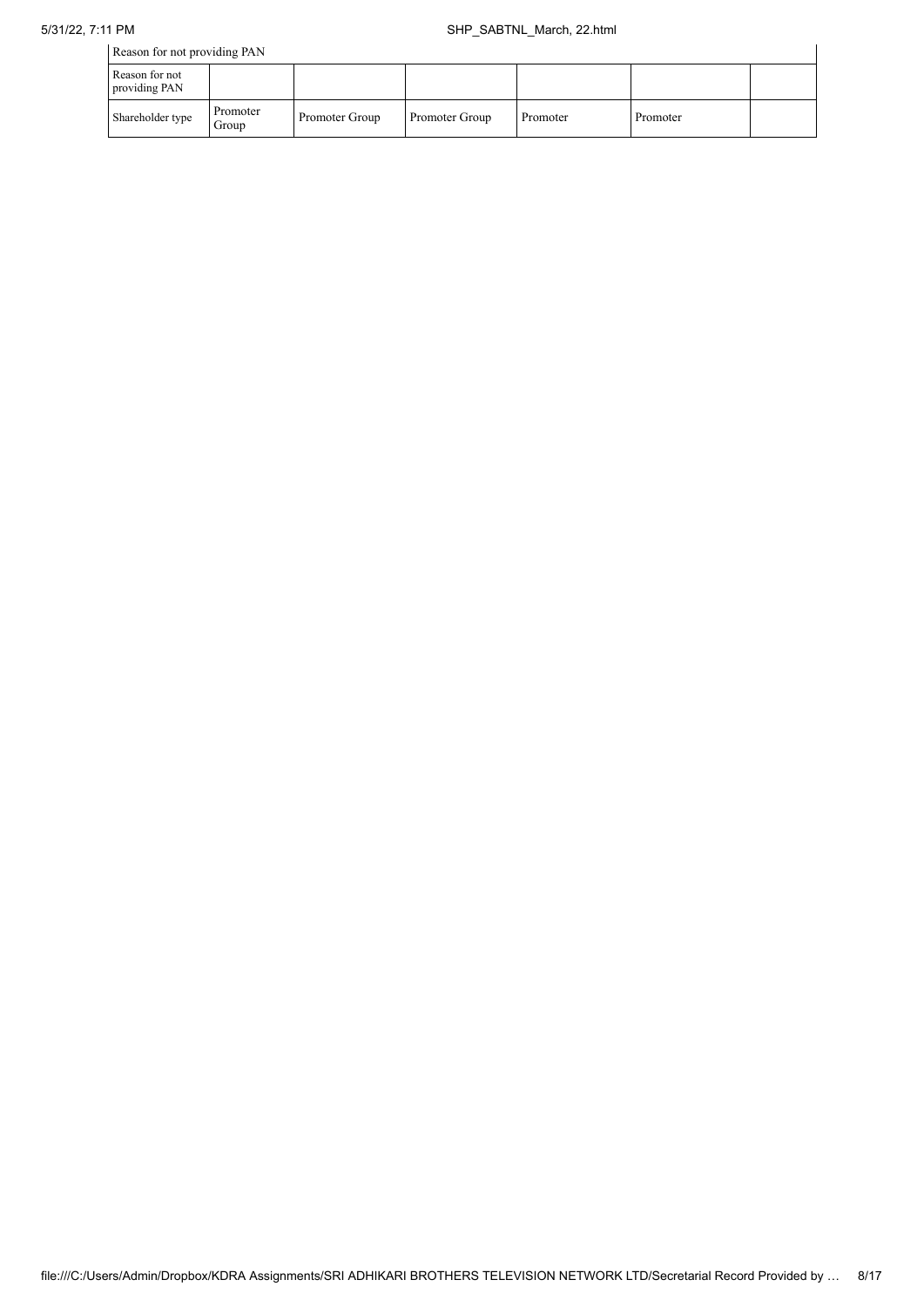| Reason for not providing PAN | | | | | | |
|---|---|---|---|---|---|---|
| Reason for not providing PAN | | | | | | |
| Shareholder type | Promoter Group | Promoter Group | Promoter Group | Promoter | Promoter | |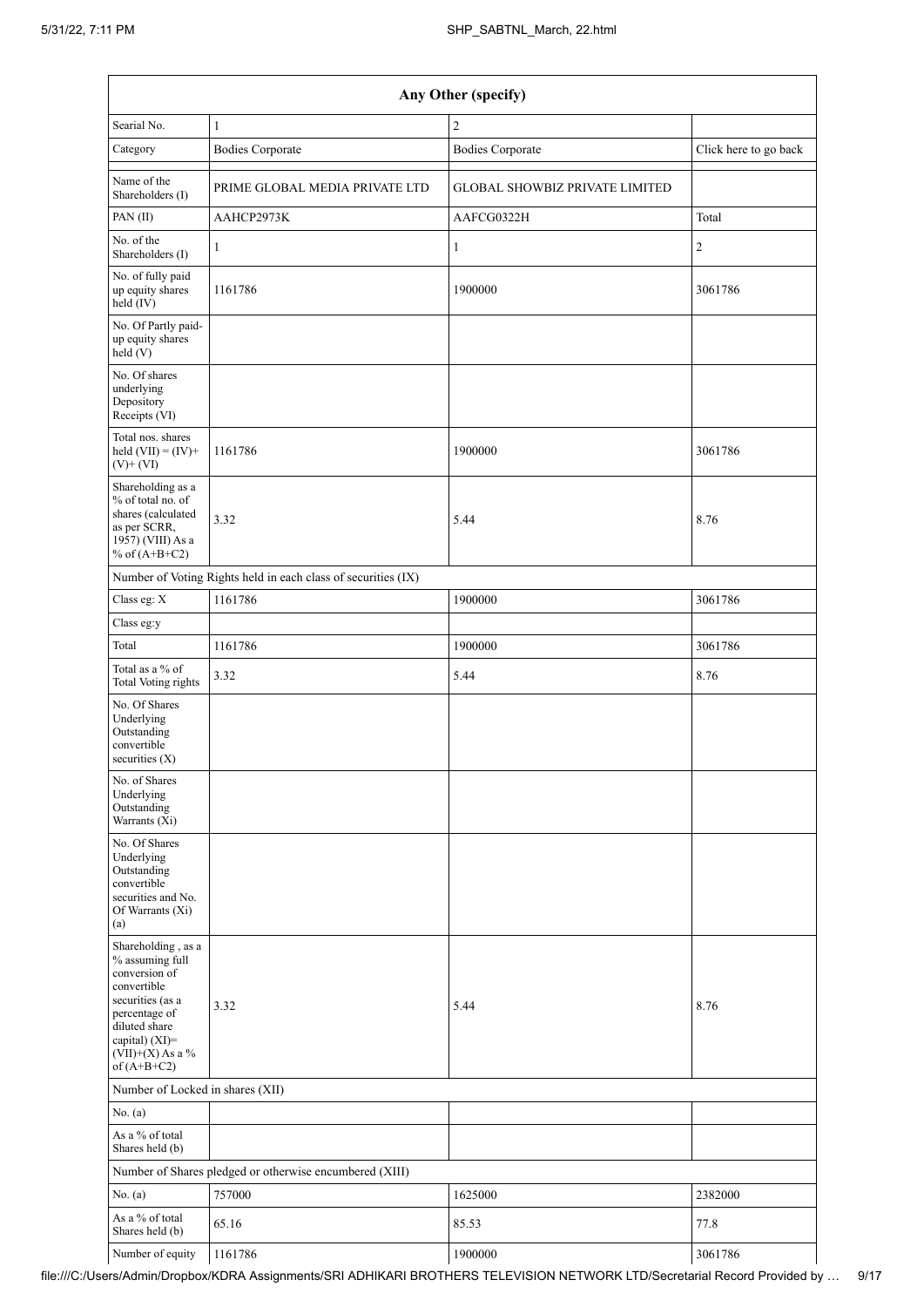| Any Other (specify) | | | |
|---|---|---|---|
| Searial No. | 1 | 2 | |
| Category | Bodies Corporate | Bodies Corporate | Click here to go back |
| Name of the Shareholders (I) | PRIME GLOBAL MEDIA PRIVATE LTD | GLOBAL SHOWBIZ PRIVATE LIMITED | |
| PAN (II) | AAHCP2973K | AAFCG0322H | Total |
| No. of the Shareholders (I) | 1 | 1 | 2 |
| No. of fully paid up equity shares held (IV) | 1161786 | 1900000 | 3061786 |
| No. Of Partly paid-up equity shares held (V) | | | |
| No. Of shares underlying Depository Receipts (VI) | | | |
| Total nos. shares held (VII) = (IV)+ (V)+ (VI) | 1161786 | 1900000 | 3061786 |
| Shareholding as a % of total no. of shares (calculated as per SCRR, 1957) (VIII) As a % of (A+B+C2) | 3.32 | 5.44 | 8.76 |
| Number of Voting Rights held in each class of securities (IX) | | | |
| Class eg: X | 1161786 | 1900000 | 3061786 |
| Class eg:y | | | |
| Total | 1161786 | 1900000 | 3061786 |
| Total as a % of Total Voting rights | 3.32 | 5.44 | 8.76 |
| No. Of Shares Underlying Outstanding convertible securities (X) | | | |
| No. of Shares Underlying Outstanding Warrants (Xi) | | | |
| No. Of Shares Underlying Outstanding convertible securities and No. Of Warrants (Xi) (a) | | | |
| Shareholding , as a % assuming full conversion of convertible securities (as a percentage of diluted share capital) (XI)= (VII)+(X) As a % of (A+B+C2) | 3.32 | 5.44 | 8.76 |
| Number of Locked in shares (XII) | | | |
| No. (a) | | | |
| As a % of total Shares held (b) | | | |
| Number of Shares pledged or otherwise encumbered (XIII) | | | |
| No. (a) | 757000 | 1625000 | 2382000 |
| As a % of total Shares held (b) | 65.16 | 85.53 | 77.8 |
| Number of equity | 1161786 | 1900000 | 3061786 |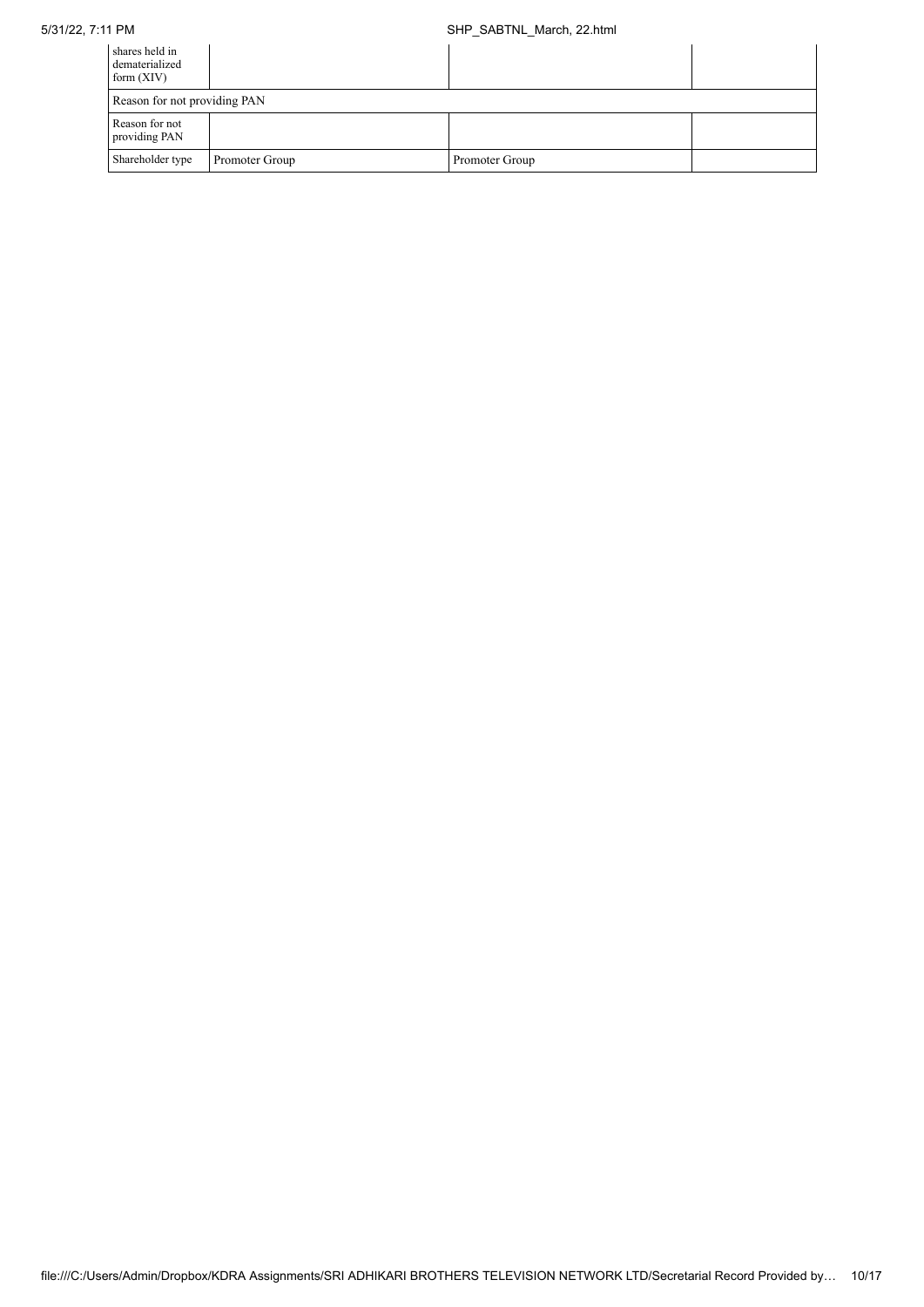| | | | |
|---|---|---|---|
| shares held in dematerialized form (XIV) | | | |
| Reason for not providing PAN | | | |
| Reason for not providing PAN | | | |
| Shareholder type | Promoter Group | Promoter Group | |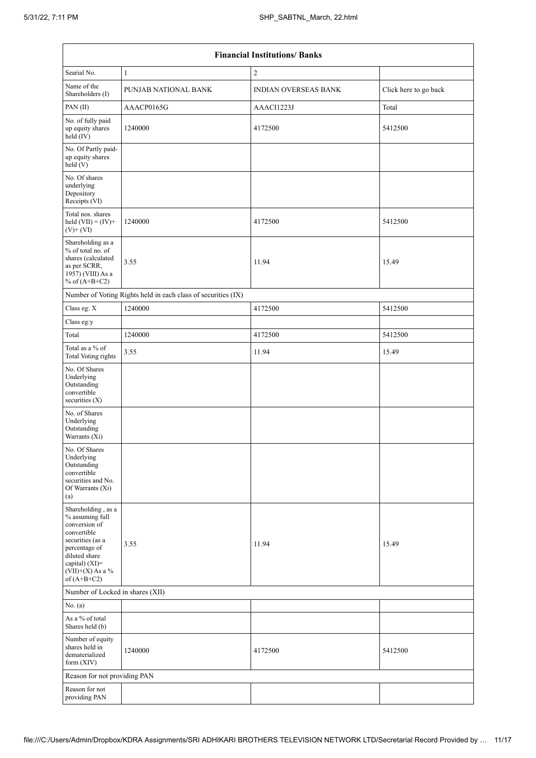| Financial Institutions/ Banks | | | |
|---|---|---|---|
| Searial No. | 1 | 2 | |
| Name of the Shareholders (I) | PUNJAB NATIONAL BANK | INDIAN OVERSEAS BANK | Click here to go back |
| PAN (II) | AAACP0165G | AAACI1223J | Total |
| No. of fully paid up equity shares held (IV) | 1240000 | 4172500 | 5412500 |
| No. Of Partly paid-up equity shares held (V) | | | |
| No. Of shares underlying Depository Receipts (VI) | | | |
| Total nos. shares held (VII) = (IV)+ (V)+ (VI) | 1240000 | 4172500 | 5412500 |
| Shareholding as a % of total no. of shares (calculated as per SCRR, 1957) (VIII) As a % of (A+B+C2) | 3.55 | 11.94 | 15.49 |
| Number of Voting Rights held in each class of securities (IX) | | | |
| Class eg: X | 1240000 | 4172500 | 5412500 |
| Class eg:y | | | |
| Total | 1240000 | 4172500 | 5412500 |
| Total as a % of Total Voting rights | 3.55 | 11.94 | 15.49 |
| No. Of Shares Underlying Outstanding convertible securities (X) | | | |
| No. of Shares Underlying Outstanding Warrants (Xi) | | | |
| No. Of Shares Underlying Outstanding convertible securities and No. Of Warrants (Xi) (a) | | | |
| Shareholding , as a % assuming full conversion of convertible securities (as a percentage of diluted share capital) (XI)= (VII)+(X) As a % of (A+B+C2) | 3.55 | 11.94 | 15.49 |
| Number of Locked in shares (XII) | | | |
| No. (a) | | | |
| As a % of total Shares held (b) | | | |
| Number of equity shares held in dematerialized form (XIV) | 1240000 | 4172500 | 5412500 |
| Reason for not providing PAN | | | |
| Reason for not providing PAN | | | |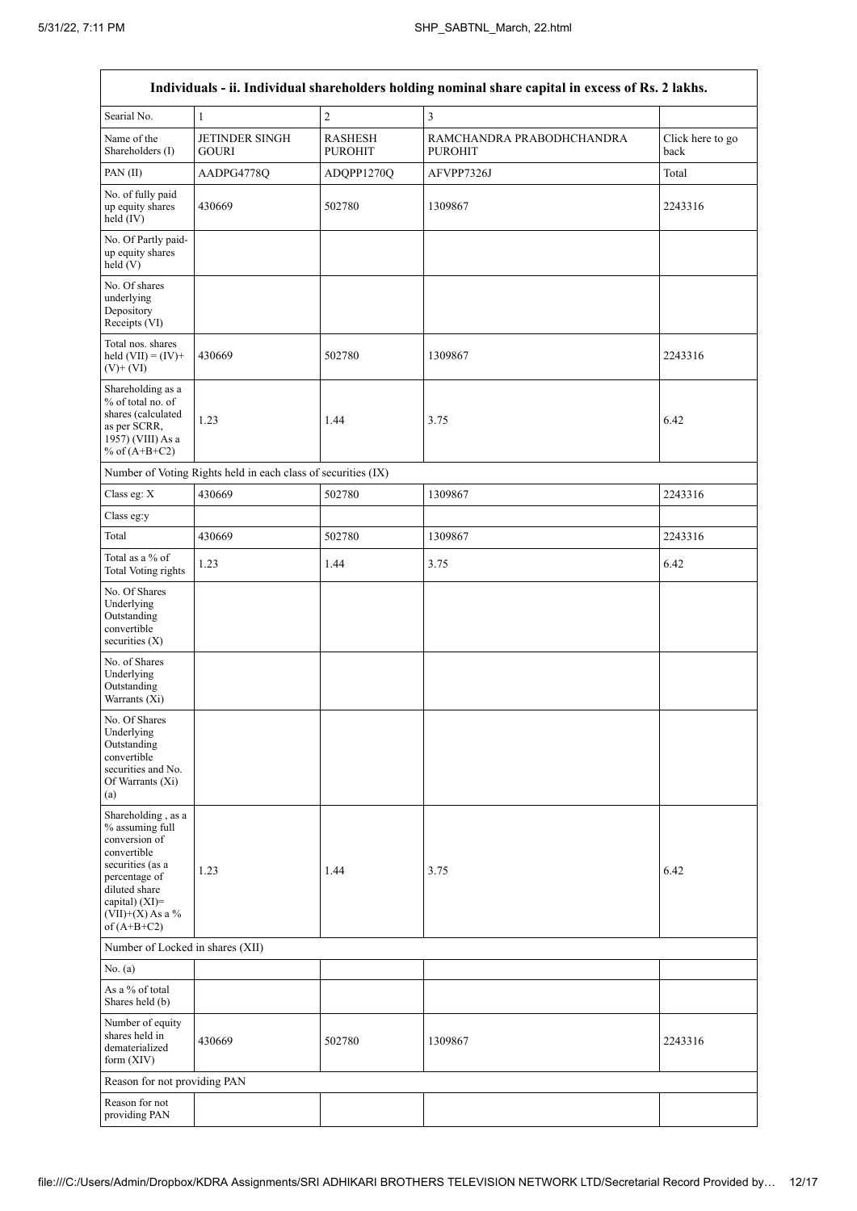| Individuals - ii. Individual shareholders holding nominal share capital in excess of Rs. 2 lakhs. | | | | |
|---|---|---|---|---|
| Searial No. | 1 | 2 | 3 | |
| Name of the Shareholders (I) | JETINDER SINGH GOURI | RASHESH PUROHIT | RAMCHANDRA PRABODHCHANDRA PUROHIT | Click here to go back |
| PAN (II) | AADPG4778Q | ADQPP1270Q | AFVPP7326J | Total |
| No. of fully paid up equity shares held (IV) | 430669 | 502780 | 1309867 | 2243316 |
| No. Of Partly paid-up equity shares held (V) | | | | |
| No. Of shares underlying Depository Receipts (VI) | | | | |
| Total nos. shares held (VII) = (IV)+ (V)+ (VI) | 430669 | 502780 | 1309867 | 2243316 |
| Shareholding as a % of total no. of shares (calculated as per SCRR, 1957) (VIII) As a % of (A+B+C2) | 1.23 | 1.44 | 3.75 | 6.42 |
| Number of Voting Rights held in each class of securities (IX) | | | | |
| Class eg: X | 430669 | 502780 | 1309867 | 2243316 |
| Class eg:y | | | | |
| Total | 430669 | 502780 | 1309867 | 2243316 |
| Total as a % of Total Voting rights | 1.23 | 1.44 | 3.75 | 6.42 |
| No. Of Shares Underlying Outstanding convertible securities (X) | | | | |
| No. of Shares Underlying Outstanding Warrants (Xi) | | | | |
| No. Of Shares Underlying Outstanding convertible securities and No. Of Warrants (Xi) (a) | | | | |
| Shareholding , as a % assuming full conversion of convertible securities (as a percentage of diluted share capital) (XI)= (VII)+(X) As a % of (A+B+C2) | 1.23 | 1.44 | 3.75 | 6.42 |
| Number of Locked in shares (XII) | | | | |
| No. (a) | | | | |
| As a % of total Shares held (b) | | | | |
| Number of equity shares held in dematerialized form (XIV) | 430669 | 502780 | 1309867 | 2243316 |
| Reason for not providing PAN | | | | |
| Reason for not providing PAN | | | | |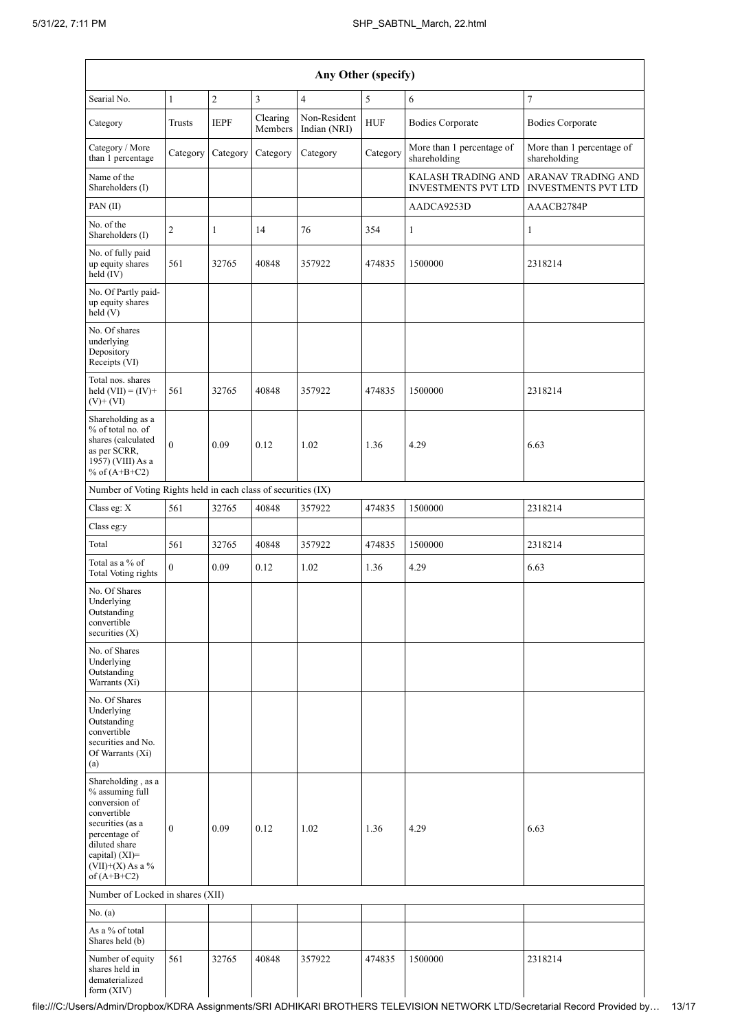| Any Other (specify) | | | | | | | |
|---|---|---|---|---|---|---|---|
| Searial No. | 1 | 2 | 3 | 4 | 5 | 6 | 7 |
| Category | Trusts | IEPF | Clearing Members | Non-Resident Indian (NRI) | HUF | Bodies Corporate | Bodies Corporate |
| Category / More than 1 percentage | Category | Category | Category | Category | Category | More than 1 percentage of shareholding | More than 1 percentage of shareholding |
| Name of the Shareholders (I) | | | | | | KALASH TRADING AND INVESTMENTS PVT LTD | ARANAV TRADING AND INVESTMENTS PVT LTD |
| PAN (II) | | | | | | AADCA9253D | AAACB2784P |
| No. of the Shareholders (I) | 2 | 1 | 14 | 76 | 354 | 1 | 1 |
| No. of fully paid up equity shares held (IV) | 561 | 32765 | 40848 | 357922 | 474835 | 1500000 | 2318214 |
| No. Of Partly paid-up equity shares held (V) | | | | | | | |
| No. Of shares underlying Depository Receipts (VI) | | | | | | | |
| Total nos. shares held (VII) = (IV)+ (V)+ (VI) | 561 | 32765 | 40848 | 357922 | 474835 | 1500000 | 2318214 |
| Shareholding as a % of total no. of shares (calculated as per SCRR, 1957) (VIII) As a % of (A+B+C2) | 0 | 0.09 | 0.12 | 1.02 | 1.36 | 4.29 | 6.63 |
| Number of Voting Rights held in each class of securities (IX) | | | | | | | |
| Class eg: X | 561 | 32765 | 40848 | 357922 | 474835 | 1500000 | 2318214 |
| Class eg:y | | | | | | | |
| Total | 561 | 32765 | 40848 | 357922 | 474835 | 1500000 | 2318214 |
| Total as a % of Total Voting rights | 0 | 0.09 | 0.12 | 1.02 | 1.36 | 4.29 | 6.63 |
| No. Of Shares Underlying Outstanding convertible securities (X) | | | | | | | |
| No. of Shares Underlying Outstanding Warrants (Xi) | | | | | | | |
| No. Of Shares Underlying Outstanding convertible securities and No. Of Warrants (Xi) (a) | | | | | | | |
| Shareholding , as a % assuming full conversion of convertible securities (as a percentage of diluted share capital) (XI)= (VII)+(X) As a % of (A+B+C2) | 0 | 0.09 | 0.12 | 1.02 | 1.36 | 4.29 | 6.63 |
| Number of Locked in shares (XII) | | | | | | | |
| No. (a) | | | | | | | |
| As a % of total Shares held (b) | | | | | | | |
| Number of equity shares held in dematerialized form (XIV) | 561 | 32765 | 40848 | 357922 | 474835 | 1500000 | 2318214 |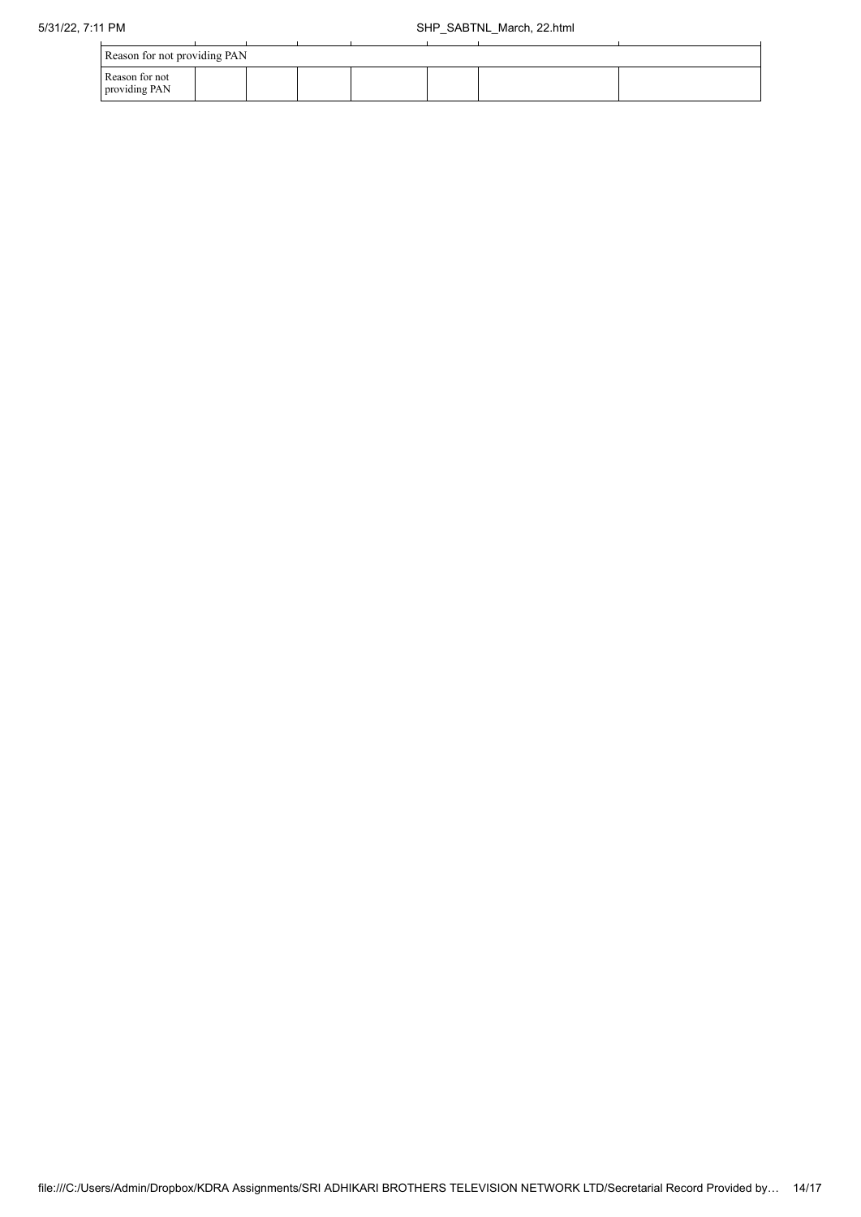| Reason for not providing PAN | | | | | | | |
|---|---|---|---|---|---|---|---|
| Reason for not providing PAN | | | | | | | |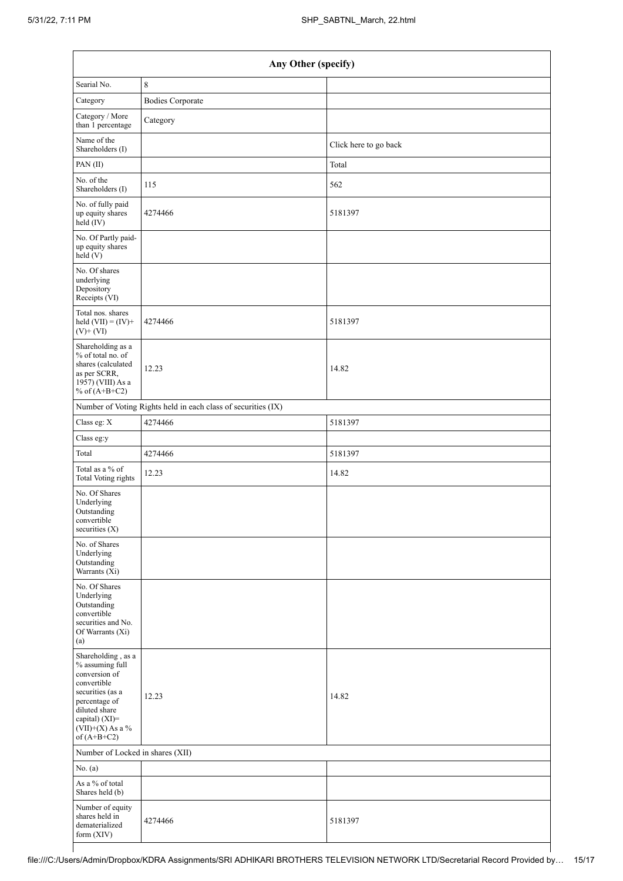| Any Other (specify) | | |
|---|---|---|
| Searial No. | 8 | |
| Category | Bodies Corporate | |
| Category / More than 1 percentage | Category | |
| Name of the Shareholders (I) | | Click here to go back |
| PAN (II) | | Total |
| No. of the Shareholders (I) | 115 | 562 |
| No. of fully paid up equity shares held (IV) | 4274466 | 5181397 |
| No. Of Partly paid-up equity shares held (V) | | |
| No. Of shares underlying Depository Receipts (VI) | | |
| Total nos. shares held (VII) = (IV)+ (V)+ (VI) | 4274466 | 5181397 |
| Shareholding as a % of total no. of shares (calculated as per SCRR, 1957) (VIII) As a % of (A+B+C2) | 12.23 | 14.82 |
| Number of Voting Rights held in each class of securities (IX) | | |
| Class eg: X | 4274466 | 5181397 |
| Class eg:y | | |
| Total | 4274466 | 5181397 |
| Total as a % of Total Voting rights | 12.23 | 14.82 |
| No. Of Shares Underlying Outstanding convertible securities (X) | | |
| No. of Shares Underlying Outstanding Warrants (Xi) | | |
| No. Of Shares Underlying Outstanding convertible securities and No. Of Warrants (Xi) (a) | | |
| Shareholding , as a % assuming full conversion of convertible securities (as a percentage of diluted share capital) (XI)= (VII)+(X) As a % of (A+B+C2) | 12.23 | 14.82 |
| Number of Locked in shares (XII) | | |
| No. (a) | | |
| As a % of total Shares held (b) | | |
| Number of equity shares held in dematerialized form (XIV) | 4274466 | 5181397 |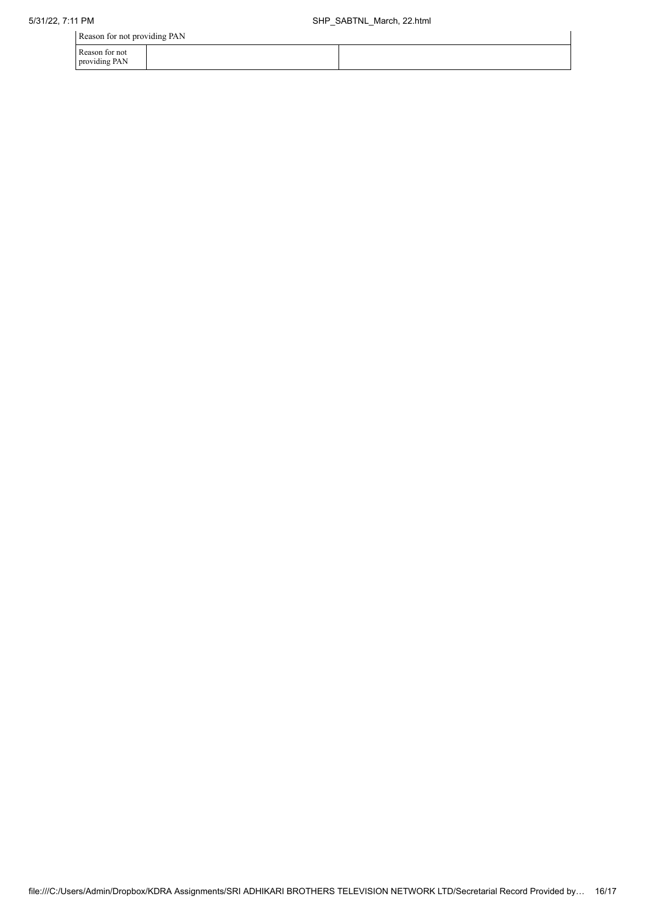| Reason for not providing PAN | | |
|---|---|---|
| Reason for not providing PAN | | |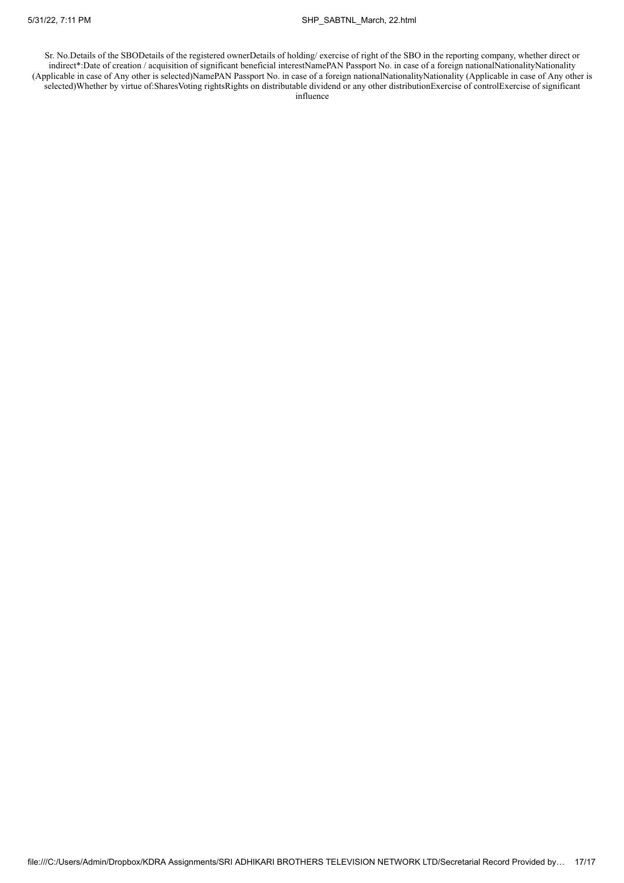Sr. No.Details of the SBODetails of the registered ownerDetails of holding/ exercise of right of the SBO in the reporting company, whether direct or indirect*:Date of creation / acquisition of significant beneficial interestNamePAN Passport No. in case of a foreign nationalNationalityNationality (Applicable in case of Any other is selected)NamePAN Passport No. in case of a foreign nationalNationalityNationality (Applicable in case of Any other is selected)Whether by virtue of:SharesVoting rightsRights on distributable dividend or any other distributionExercise of controlExercise of significant influence